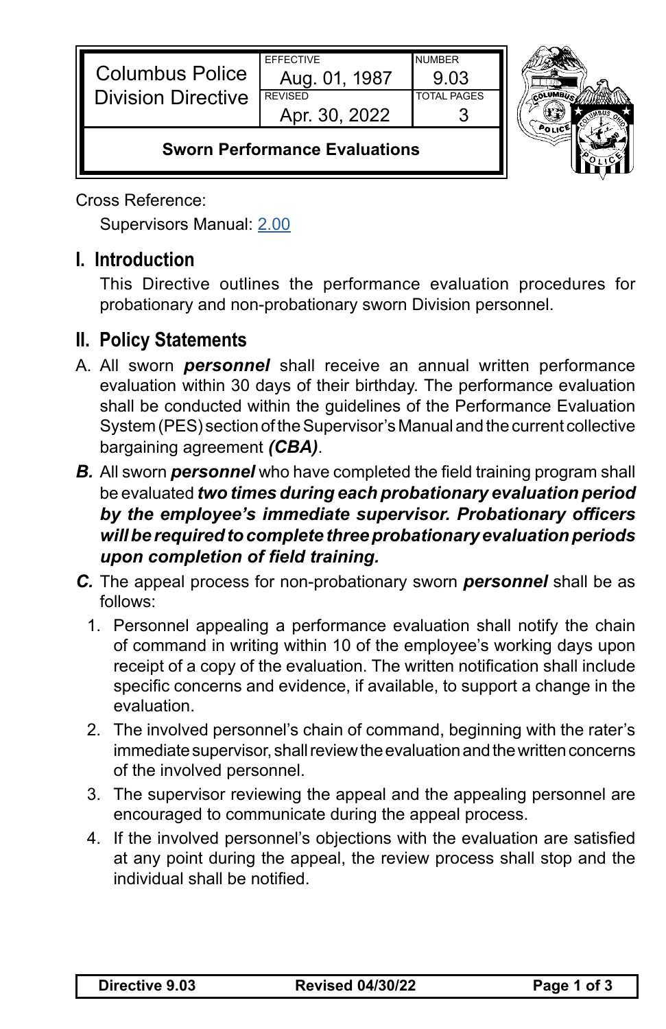| Columbus Police Division Directive | EFFECTIVE Aug. 01, 1987 | NUMBER 9.03 |
| --- | --- | --- |
| | REVISED Apr. 30, 2022 | TOTAL PAGES 3 |
| **Sworn Performance Evaluations** | | |

Cross Reference:

Supervisors Manual: [2.00]()

## I. Introduction

This Directive outlines the performance evaluation procedures for probationary and non-probationary sworn Division personnel.

## II. Policy Statements

A. All sworn ***personnel*** shall receive an annual written performance evaluation within 30 days of their birthday. The performance evaluation shall be conducted within the guidelines of the Performance Evaluation System (PES) section of the Supervisor's Manual and the current collective bargaining agreement ***(CBA)***.

***B.*** All sworn ***personnel*** who have completed the field training program shall be evaluated ***two times during each probationary evaluation period by the employee's immediate supervisor. Probationary officers will be required to complete three probationary evaluation periods upon completion of field training.***

***C.*** The appeal process for non-probationary sworn ***personnel*** shall be as follows:

1. Personnel appealing a performance evaluation shall notify the chain of command in writing within 10 of the employee's working days upon receipt of a copy of the evaluation. The written notification shall include specific concerns and evidence, if available, to support a change in the evaluation.
2. The involved personnel's chain of command, beginning with the rater's immediate supervisor, shall review the evaluation and the written concerns of the involved personnel.
3. The supervisor reviewing the appeal and the appealing personnel are encouraged to communicate during the appeal process.
4. If the involved personnel's objections with the evaluation are satisfied at any point during the appeal, the review process shall stop and the individual shall be notified.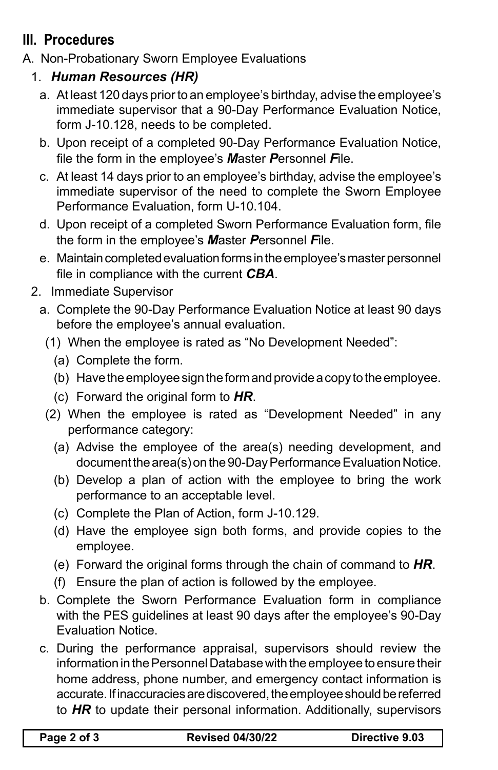## III. Procedures

A. Non-Probationary Sworn Employee Evaluations

1. ***Human Resources (HR)***

   a. At least 120 days prior to an employee's birthday, advise the employee's immediate supervisor that a 90-Day Performance Evaluation Notice, form J-10.128, needs to be completed.

   b. Upon receipt of a completed 90-Day Performance Evaluation Notice, file the form in the employee's ***M***aster ***P***ersonnel ***F***ile.

   c. At least 14 days prior to an employee's birthday, advise the employee's immediate supervisor of the need to complete the Sworn Employee Performance Evaluation, form U-10.104.

   d. Upon receipt of a completed Sworn Performance Evaluation form, file the form in the employee's ***M***aster ***P***ersonnel ***F***ile.

   e. Maintain completed evaluation forms in the employee's master personnel file in compliance with the current ***CBA***.

2. Immediate Supervisor

   a. Complete the 90-Day Performance Evaluation Notice at least 90 days before the employee's annual evaluation.

      (1) When the employee is rated as "No Development Needed":

         (a) Complete the form.

         (b) Have the employee sign the form and provide a copy to the employee.

         (c) Forward the original form to ***HR***.

      (2) When the employee is rated as "Development Needed" in any performance category:

         (a) Advise the employee of the area(s) needing development, and document the area(s) on the 90-Day Performance Evaluation Notice.

         (b) Develop a plan of action with the employee to bring the work performance to an acceptable level.

         (c) Complete the Plan of Action, form J-10.129.

         (d) Have the employee sign both forms, and provide copies to the employee.

         (e) Forward the original forms through the chain of command to ***HR***.

         (f) Ensure the plan of action is followed by the employee.

   b. Complete the Sworn Performance Evaluation form in compliance with the PES guidelines at least 90 days after the employee's 90-Day Evaluation Notice.

   c. During the performance appraisal, supervisors should review the information in the Personnel Database with the employee to ensure their home address, phone number, and emergency contact information is accurate. If inaccuracies are discovered, the employee should be referred to ***HR*** to update their personal information. Additionally, supervisors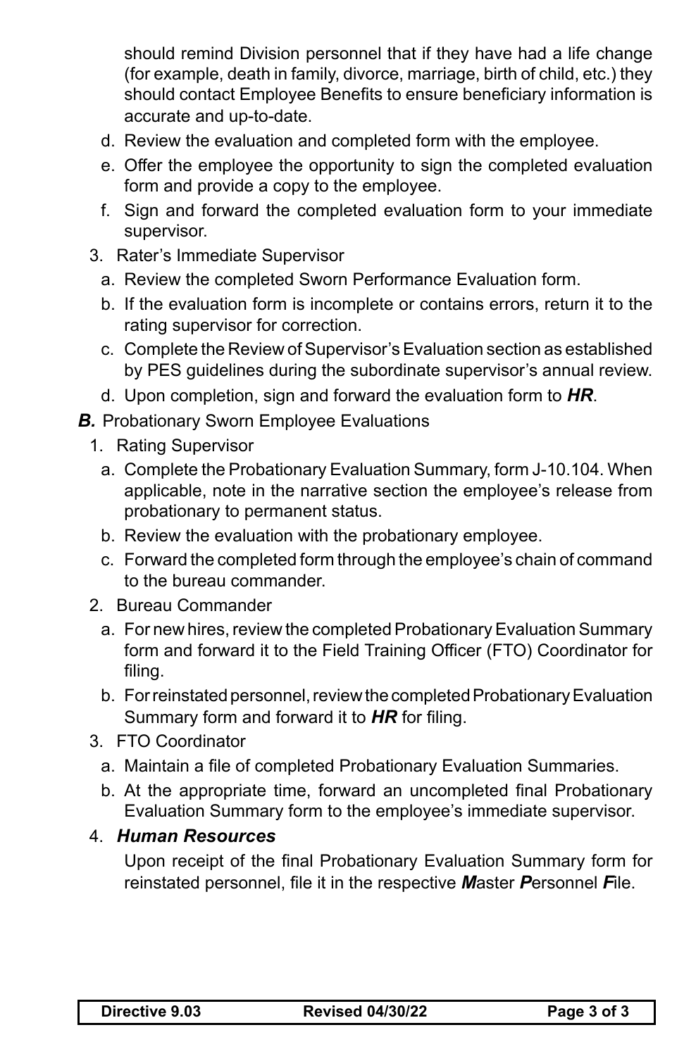should remind Division personnel that if they have had a life change (for example, death in family, divorce, marriage, birth of child, etc.) they should contact Employee Benefits to ensure beneficiary information is accurate and up-to-date.

d. Review the evaluation and completed form with the employee.

e. Offer the employee the opportunity to sign the completed evaluation form and provide a copy to the employee.

f. Sign and forward the completed evaluation form to your immediate supervisor.

3. Rater's Immediate Supervisor

a. Review the completed Sworn Performance Evaluation form.

b. If the evaluation form is incomplete or contains errors, return it to the rating supervisor for correction.

c. Complete the Review of Supervisor's Evaluation section as established by PES guidelines during the subordinate supervisor's annual review.

d. Upon completion, sign and forward the evaluation form to ***HR***.

***B.*** Probationary Sworn Employee Evaluations

1. Rating Supervisor

a. Complete the Probationary Evaluation Summary, form J-10.104. When applicable, note in the narrative section the employee's release from probationary to permanent status.

b. Review the evaluation with the probationary employee.

c. Forward the completed form through the employee's chain of command to the bureau commander.

2. Bureau Commander

a. For new hires, review the completed Probationary Evaluation Summary form and forward it to the Field Training Officer (FTO) Coordinator for filing.

b. For reinstated personnel, review the completed Probationary Evaluation Summary form and forward it to ***HR*** for filing.

3. FTO Coordinator

a. Maintain a file of completed Probationary Evaluation Summaries.

b. At the appropriate time, forward an uncompleted final Probationary Evaluation Summary form to the employee's immediate supervisor.

4. ***Human Resources***

Upon receipt of the final Probationary Evaluation Summary form for reinstated personnel, file it in the respective ***M***aster ***P***ersonnel ***F***ile.